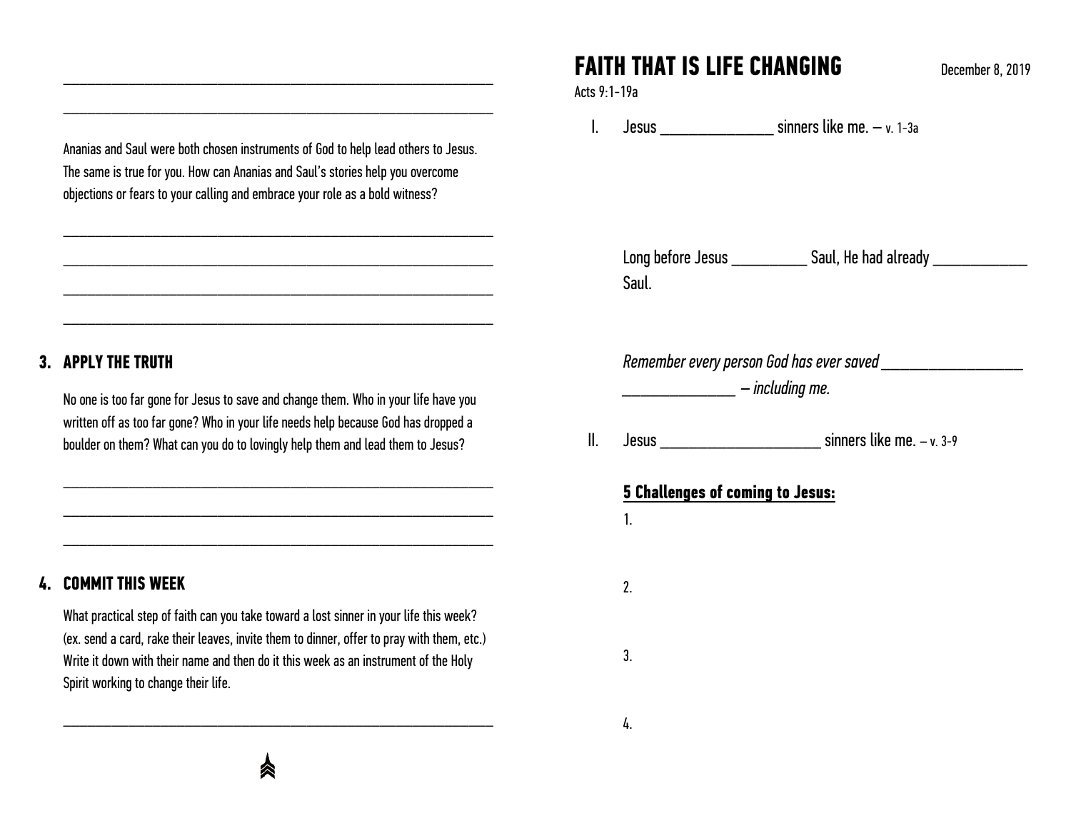\_\_\_\_\_\_\_\_\_\_\_\_\_\_\_\_\_\_\_\_\_\_\_\_\_\_\_\_\_\_\_\_\_\_\_\_\_\_\_\_\_\_\_\_\_\_\_\_

\_\_\_\_\_\_\_\_\_\_\_\_\_\_\_\_\_\_\_\_\_\_\_\_\_\_\_\_\_\_\_\_\_\_\_\_\_\_\_\_\_\_\_\_\_\_\_\_

Ananias and Saul were both chosen instruments of God to help lead others to Jesus. The same is true for you. How can Ananias and Saul's stories help you overcome objections or fears to your calling and embrace your role as a bold witness?

\_\_\_\_\_\_\_\_\_\_\_\_\_\_\_\_\_\_\_\_\_\_\_\_\_\_\_\_\_\_\_\_\_\_\_\_\_\_\_\_\_\_\_\_\_\_\_\_

\_\_\_\_\_\_\_\_\_\_\_\_\_\_\_\_\_\_\_\_\_\_\_\_\_\_\_\_\_\_\_\_\_\_\_\_\_\_\_\_\_\_\_\_\_\_\_\_

\_\_\_\_\_\_\_\_\_\_\_\_\_\_\_\_\_\_\_\_\_\_\_\_\_\_\_\_\_\_\_\_\_\_\_\_\_\_\_\_\_\_\_\_\_\_\_\_

\_\_\_\_\_\_\_\_\_\_\_\_\_\_\_\_\_\_\_\_\_\_\_\_\_\_\_\_\_\_\_\_\_\_\_\_\_\_\_\_\_\_\_\_\_\_\_\_

### 3. APPLY THE TRUTH

No one is too far gone for Jesus to save and change them. Who in your life have you written off as too far gone? Who in your life needs help because God has dropped a boulder on them? What can you do to lovingly help them and lead them to Jesus?

\_\_\_\_\_\_\_\_\_\_\_\_\_\_\_\_\_\_\_\_\_\_\_\_\_\_\_\_\_\_\_\_\_\_\_\_\_\_\_\_\_\_\_\_\_\_\_\_

\_\_\_\_\_\_\_\_\_\_\_\_\_\_\_\_\_\_\_\_\_\_\_\_\_\_\_\_\_\_\_\_\_\_\_\_\_\_\_\_\_\_\_\_\_\_\_\_

\_\_\_\_\_\_\_\_\_\_\_\_\_\_\_\_\_\_\_\_\_\_\_\_\_\_\_\_\_\_\_\_\_\_\_\_\_\_\_\_\_\_\_\_\_\_\_\_

### 4. COMMIT THIS WEEK

What practical step of faith can you take toward a lost sinner in your life this week? (ex. send a card, rake their leaves, invite them to dinner, offer to pray with them, etc.) Write it down with their name and then do it this week as an instrument of the Holy Spirit working to change their life.

\_\_\_\_\_\_\_\_\_\_\_\_\_\_\_\_\_\_\_\_\_\_\_\_\_\_\_\_\_\_\_\_\_\_\_\_\_\_\_\_\_\_\_\_\_\_\_\_

# FAITH THAT IS LIFE CHANGING

December 8, 2019

Acts 9:1-19a

I. Jesus \_\_\_\_\_\_\_\_\_\_\_\_\_\_\_ sinners like me. – v. 1-3a

Long before Jesus \_\_\_\_\_\_\_\_\_\_ Saul, He had already \_\_\_\_\_\_\_\_\_\_\_\_ Saul.

*Remember every person God has ever saved \_\_\_\_\_\_\_\_\_\_\_\_\_\_\_\_\_\_ \_\_\_\_\_\_\_\_\_\_\_\_\_\_\_ – including me.*

II. Jesus \_\_\_\_\_\_\_\_\_\_\_\_\_\_\_\_\_\_\_\_\_ sinners like me. – v. 3-9

**5 Challenges of coming to Jesus:**

1.

2.

3.

4.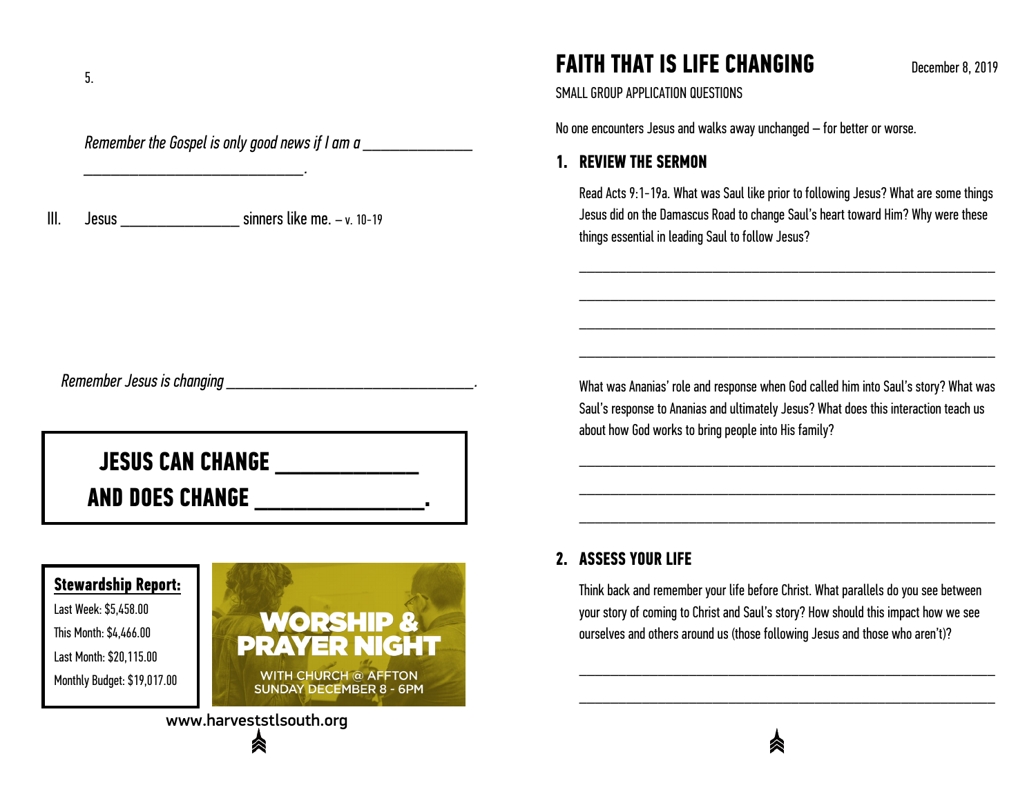5.

*Remember the Gospel is only good news if I am a ______________ ____________________________.*

III. Jesus _______________ sinners like me. – v. 10-19

*Remember Jesus is changing _________________________________.*

**JESUS CAN CHANGE ____________**
**AND DOES CHANGE _______________.**

**Stewardship Report:**

Last Week: $5,458.00
This Month: $4,466.00
Last Month: $20,115.00
Monthly Budget: $19,017.00

WORSHIP & PRAYER NIGHT
WITH CHURCH @ AFFTON
SUNDAY DECEMBER 8 - 6PM

www.harveststlsouth.org

# FAITH THAT IS LIFE CHANGING

December 8, 2019

SMALL GROUP APPLICATION QUESTIONS

No one encounters Jesus and walks away unchanged – for better or worse.

## 1. REVIEW THE SERMON

Read Acts 9:1-19a. What was Saul like prior to following Jesus? What are some things Jesus did on the Damascus Road to change Saul's heart toward Him? Why were these things essential in leading Saul to follow Jesus?

____________________________________________________________

____________________________________________________________

____________________________________________________________

____________________________________________________________

What was Ananias' role and response when God called him into Saul's story? What was Saul's response to Ananias and ultimately Jesus? What does this interaction teach us about how God works to bring people into His family?

____________________________________________________________

____________________________________________________________

____________________________________________________________

## 2. ASSESS YOUR LIFE

Think back and remember your life before Christ. What parallels do you see between your story of coming to Christ and Saul's story? How should this impact how we see ourselves and others around us (those following Jesus and those who aren't)?

____________________________________________________________

____________________________________________________________